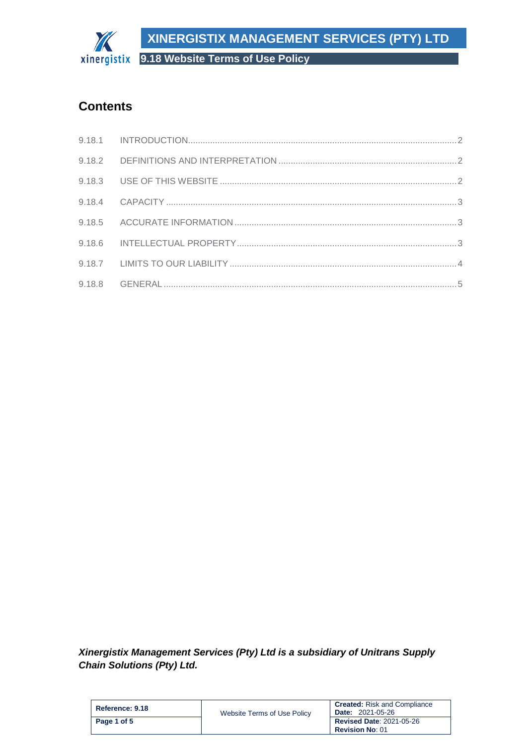## Contents

| | | |
|---|---|---|
| 9.18.1 | INTRODUCTION | 2 |
| 9.18.2 | DEFINITIONS AND INTERPRETATION | 2 |
| 9.18.3 | USE OF THIS WEBSITE | 2 |
| 9.18.4 | CAPACITY | 3 |
| 9.18.5 | ACCURATE INFORMATION | 3 |
| 9.18.6 | INTELLECTUAL PROPERTY | 3 |
| 9.18.7 | LIMITS TO OUR LIABILITY | 4 |
| 9.18.8 | GENERAL | 5 |

***Xinergistix Management Services (Pty) Ltd is a subsidiary of Unitrans Supply Chain Solutions (Pty) Ltd.***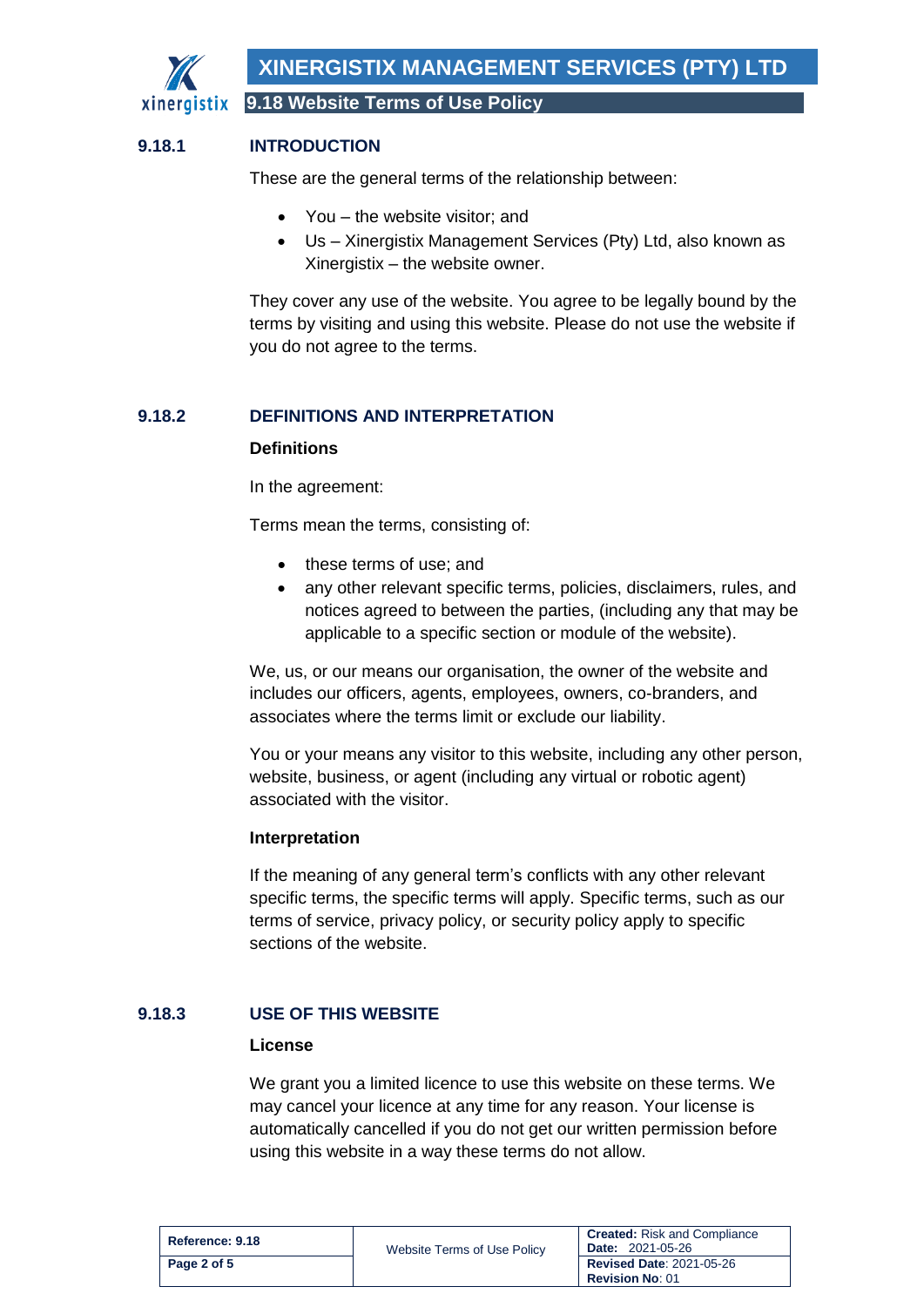## 9.18.1 INTRODUCTION

These are the general terms of the relationship between:

- You – the website visitor; and
- Us – Xinergistix Management Services (Pty) Ltd, also known as Xinergistix – the website owner.

They cover any use of the website. You agree to be legally bound by the terms by visiting and using this website. Please do not use the website if you do not agree to the terms.

## 9.18.2 DEFINITIONS AND INTERPRETATION

### Definitions

In the agreement:

Terms mean the terms, consisting of:

- these terms of use; and
- any other relevant specific terms, policies, disclaimers, rules, and notices agreed to between the parties, (including any that may be applicable to a specific section or module of the website).

We, us, or our means our organisation, the owner of the website and includes our officers, agents, employees, owners, co-branders, and associates where the terms limit or exclude our liability.

You or your means any visitor to this website, including any other person, website, business, or agent (including any virtual or robotic agent) associated with the visitor.

### Interpretation

If the meaning of any general term's conflicts with any other relevant specific terms, the specific terms will apply. Specific terms, such as our terms of service, privacy policy, or security policy apply to specific sections of the website.

## 9.18.3 USE OF THIS WEBSITE

### License

We grant you a limited licence to use this website on these terms. We may cancel your licence at any time for any reason. Your license is automatically cancelled if you do not get our written permission before using this website in a way these terms do not allow.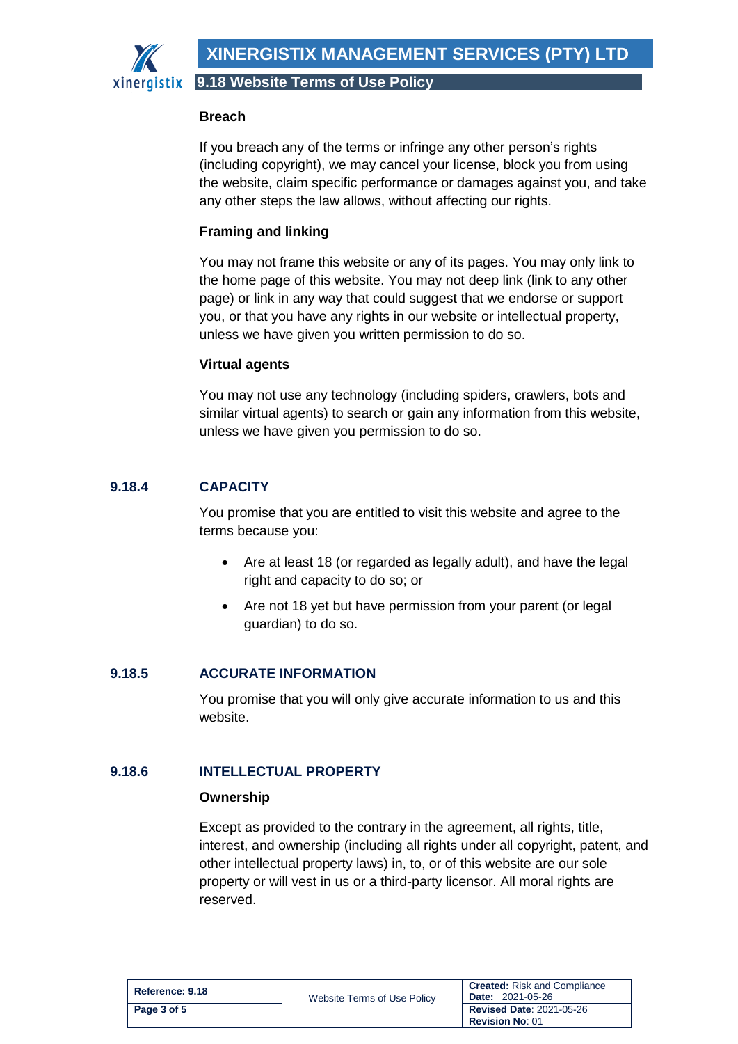### Breach

If you breach any of the terms or infringe any other person's rights (including copyright), we may cancel your license, block you from using the website, claim specific performance or damages against you, and take any other steps the law allows, without affecting our rights.

### Framing and linking

You may not frame this website or any of its pages. You may only link to the home page of this website. You may not deep link (link to any other page) or link in any way that could suggest that we endorse or support you, or that you have any rights in our website or intellectual property, unless we have given you written permission to do so.

### Virtual agents

You may not use any technology (including spiders, crawlers, bots and similar virtual agents) to search or gain any information from this website, unless we have given you permission to do so.

## 9.18.4 CAPACITY

You promise that you are entitled to visit this website and agree to the terms because you:

- Are at least 18 (or regarded as legally adult), and have the legal right and capacity to do so; or
- Are not 18 yet but have permission from your parent (or legal guardian) to do so.

## 9.18.5 ACCURATE INFORMATION

You promise that you will only give accurate information to us and this website.

## 9.18.6 INTELLECTUAL PROPERTY

### Ownership

Except as provided to the contrary in the agreement, all rights, title, interest, and ownership (including all rights under all copyright, patent, and other intellectual property laws) in, to, or of this website are our sole property or will vest in us or a third-party licensor. All moral rights are reserved.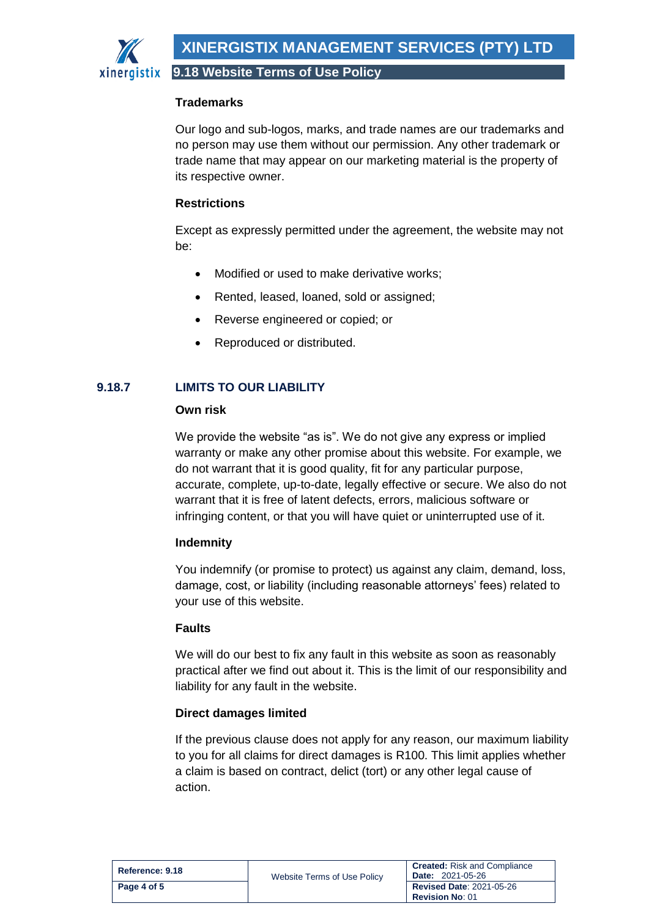**Trademarks**

Our logo and sub-logos, marks, and trade names are our trademarks and no person may use them without our permission. Any other trademark or trade name that may appear on our marketing material is the property of its respective owner.

**Restrictions**

Except as expressly permitted under the agreement, the website may not be:

- Modified or used to make derivative works;
- Rented, leased, loaned, sold or assigned;
- Reverse engineered or copied; or
- Reproduced or distributed.

## 9.18.7 LIMITS TO OUR LIABILITY

**Own risk**

We provide the website "as is". We do not give any express or implied warranty or make any other promise about this website. For example, we do not warrant that it is good quality, fit for any particular purpose, accurate, complete, up-to-date, legally effective or secure. We also do not warrant that it is free of latent defects, errors, malicious software or infringing content, or that you will have quiet or uninterrupted use of it.

**Indemnity**

You indemnify (or promise to protect) us against any claim, demand, loss, damage, cost, or liability (including reasonable attorneys' fees) related to your use of this website.

**Faults**

We will do our best to fix any fault in this website as soon as reasonably practical after we find out about it. This is the limit of our responsibility and liability for any fault in the website.

**Direct damages limited**

If the previous clause does not apply for any reason, our maximum liability to you for all claims for direct damages is R100. This limit applies whether a claim is based on contract, delict (tort) or any other legal cause of action.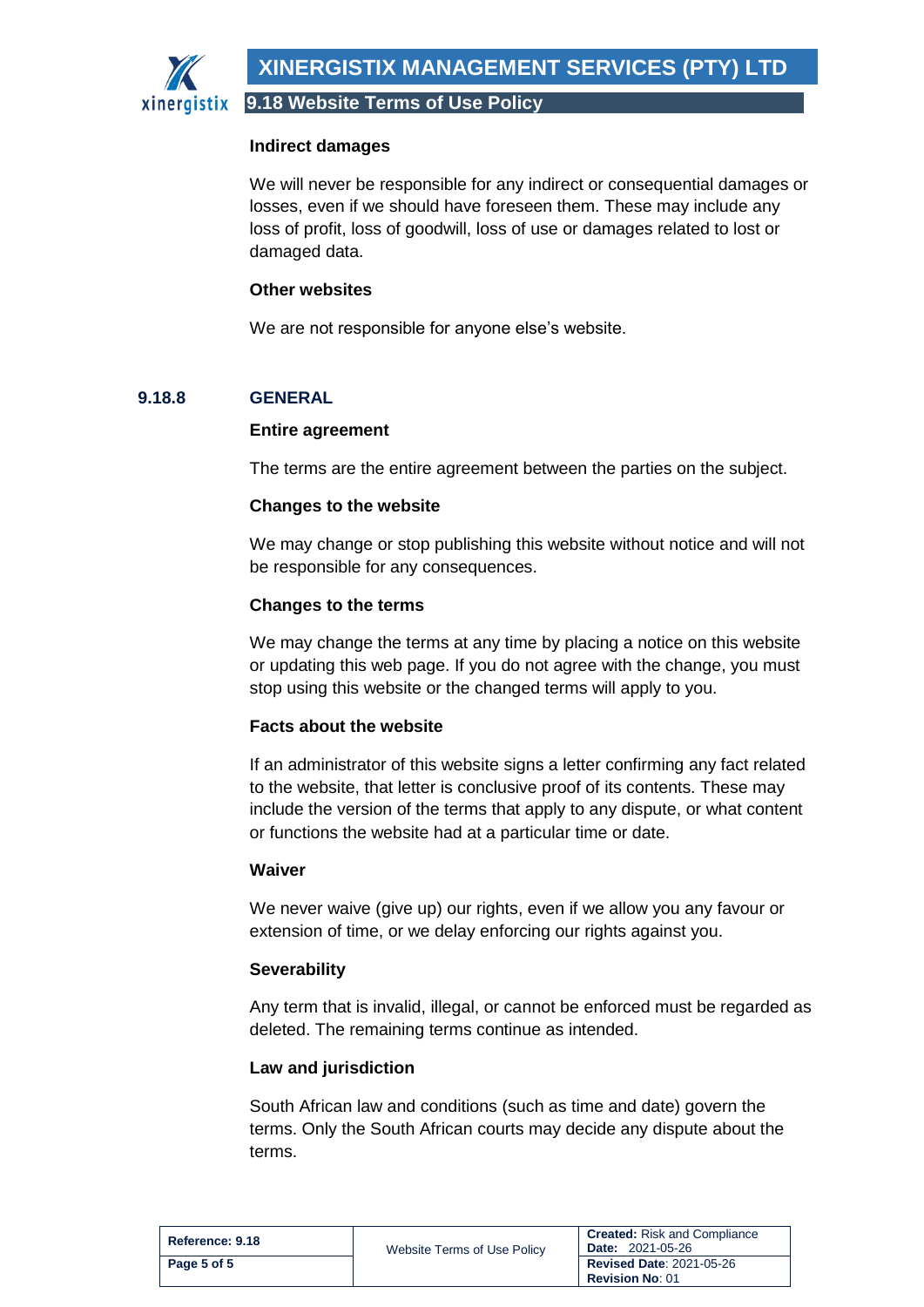**Indirect damages**

We will never be responsible for any indirect or consequential damages or losses, even if we should have foreseen them. These may include any loss of profit, loss of goodwill, loss of use or damages related to lost or damaged data.

**Other websites**

We are not responsible for anyone else's website.

## 9.18.8 GENERAL

**Entire agreement**

The terms are the entire agreement between the parties on the subject.

**Changes to the website**

We may change or stop publishing this website without notice and will not be responsible for any consequences.

**Changes to the terms**

We may change the terms at any time by placing a notice on this website or updating this web page. If you do not agree with the change, you must stop using this website or the changed terms will apply to you.

**Facts about the website**

If an administrator of this website signs a letter confirming any fact related to the website, that letter is conclusive proof of its contents. These may include the version of the terms that apply to any dispute, or what content or functions the website had at a particular time or date.

**Waiver**

We never waive (give up) our rights, even if we allow you any favour or extension of time, or we delay enforcing our rights against you.

**Severability**

Any term that is invalid, illegal, or cannot be enforced must be regarded as deleted. The remaining terms continue as intended.

**Law and jurisdiction**

South African law and conditions (such as time and date) govern the terms. Only the South African courts may decide any dispute about the terms.